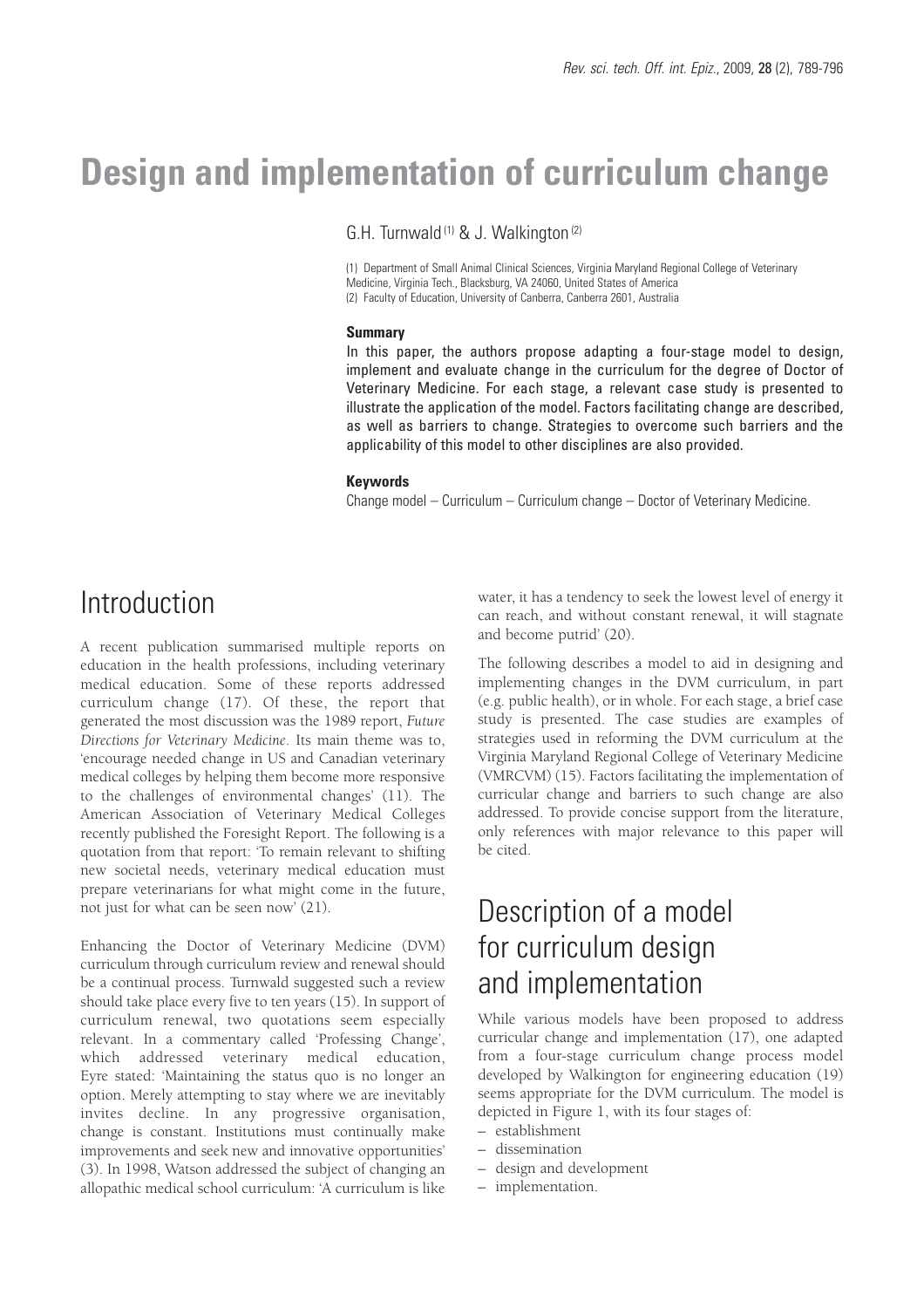# Design and implementation of curriculum change

G.H. Turnwald [(1)] & J. Walkington [(2)]

(1) Department of Small Animal Clinical Sciences, Virginia Maryland Regional College of Veterinary Medicine, Virginia Tech., Blacksburg, VA 24060, United States of America
(2) Faculty of Education, University of Canberra, Canberra 2601, Australia

**Summary**

In this paper, the authors propose adapting a four-stage model to design, implement and evaluate change in the curriculum for the degree of Doctor of Veterinary Medicine. For each stage, a relevant case study is presented to illustrate the application of the model. Factors facilitating change are described, as well as barriers to change. Strategies to overcome such barriers and the applicability of this model to other disciplines are also provided.

**Keywords**

Change model – Curriculum – Curriculum change – Doctor of Veterinary Medicine.

## Introduction

A recent publication summarised multiple reports on education in the health professions, including veterinary medical education. Some of these reports addressed curriculum change (17). Of these, the report that generated the most discussion was the 1989 report, *Future Directions for Veterinary Medicine*. Its main theme was to, 'encourage needed change in US and Canadian veterinary medical colleges by helping them become more responsive to the challenges of environmental changes' (11). The American Association of Veterinary Medical Colleges recently published the Foresight Report. The following is a quotation from that report: 'To remain relevant to shifting new societal needs, veterinary medical education must prepare veterinarians for what might come in the future, not just for what can be seen now' (21).

Enhancing the Doctor of Veterinary Medicine (DVM) curriculum through curriculum review and renewal should be a continual process. Turnwald suggested such a review should take place every five to ten years (15). In support of curriculum renewal, two quotations seem especially relevant. In a commentary called 'Professing Change', which addressed veterinary medical education, Eyre stated: 'Maintaining the status quo is no longer an option. Merely attempting to stay where we are inevitably invites decline. In any progressive organisation, change is constant. Institutions must continually make improvements and seek new and innovative opportunities' (3). In 1998, Watson addressed the subject of changing an allopathic medical school curriculum: 'A curriculum is like water, it has a tendency to seek the lowest level of energy it can reach, and without constant renewal, it will stagnate and become putrid' (20).

The following describes a model to aid in designing and implementing changes in the DVM curriculum, in part (e.g. public health), or in whole. For each stage, a brief case study is presented. The case studies are examples of strategies used in reforming the DVM curriculum at the Virginia Maryland Regional College of Veterinary Medicine (VMRCVM) (15). Factors facilitating the implementation of curricular change and barriers to such change are also addressed. To provide concise support from the literature, only references with major relevance to this paper will be cited.

## Description of a model for curriculum design and implementation

While various models have been proposed to address curricular change and implementation (17), one adapted from a four-stage curriculum change process model developed by Walkington for engineering education (19) seems appropriate for the DVM curriculum. The model is depicted in Figure 1, with its four stages of:

– establishment
– dissemination
– design and development
– implementation.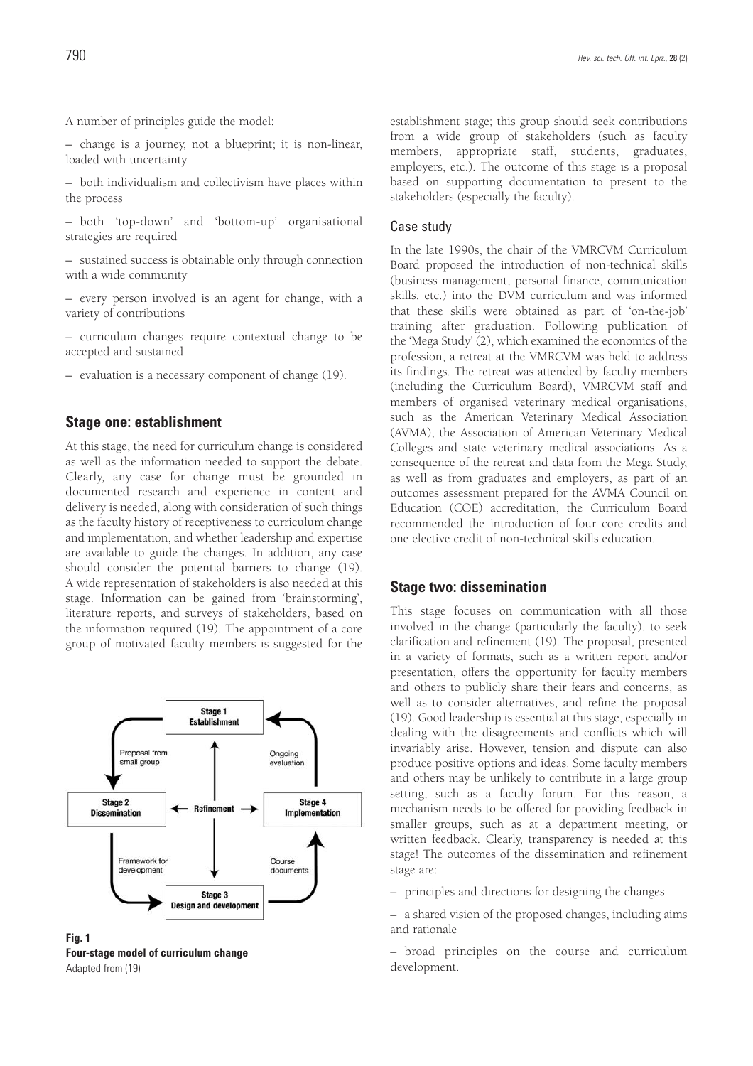A number of principles guide the model:

– change is a journey, not a blueprint; it is non-linear, loaded with uncertainty

– both individualism and collectivism have places within the process

– both 'top-down' and 'bottom-up' organisational strategies are required

– sustained success is obtainable only through connection with a wide community

– every person involved is an agent for change, with a variety of contributions

– curriculum changes require contextual change to be accepted and sustained

– evaluation is a necessary component of change (19).

## Stage one: establishment

At this stage, the need for curriculum change is considered as well as the information needed to support the debate. Clearly, any case for change must be grounded in documented research and experience in content and delivery is needed, along with consideration of such things as the faculty history of receptiveness to curriculum change and implementation, and whether leadership and expertise are available to guide the changes. In addition, any case should consider the potential barriers to change (19). A wide representation of stakeholders is also needed at this stage. Information can be gained from 'brainstorming', literature reports, and surveys of stakeholders, based on the information required (19). The appointment of a core group of motivated faculty members is suggested for the establishment stage; this group should seek contributions from a wide group of stakeholders (such as faculty members, appropriate staff, students, graduates, employers, etc.). The outcome of this stage is a proposal based on supporting documentation to present to the stakeholders (especially the faculty).

**Fig. 1**
**Four-stage model of curriculum change**
Adapted from (19)

### Case study

In the late 1990s, the chair of the VMRCVM Curriculum Board proposed the introduction of non-technical skills (business management, personal finance, communication skills, etc.) into the DVM curriculum and was informed that these skills were obtained as part of 'on-the-job' training after graduation. Following publication of the 'Mega Study' (2), which examined the economics of the profession, a retreat at the VMRCVM was held to address its findings. The retreat was attended by faculty members (including the Curriculum Board), VMRCVM staff and members of organised veterinary medical organisations, such as the American Veterinary Medical Association (AVMA), the Association of American Veterinary Medical Colleges and state veterinary medical associations. As a consequence of the retreat and data from the Mega Study, as well as from graduates and employers, as part of an outcomes assessment prepared for the AVMA Council on Education (COE) accreditation, the Curriculum Board recommended the introduction of four core credits and one elective credit of non-technical skills education.

## Stage two: dissemination

This stage focuses on communication with all those involved in the change (particularly the faculty), to seek clarification and refinement (19). The proposal, presented in a variety of formats, such as a written report and/or presentation, offers the opportunity for faculty members and others to publicly share their fears and concerns, as well as to consider alternatives, and refine the proposal (19). Good leadership is essential at this stage, especially in dealing with the disagreements and conflicts which will invariably arise. However, tension and dispute can also produce positive options and ideas. Some faculty members and others may be unlikely to contribute in a large group setting, such as a faculty forum. For this reason, a mechanism needs to be offered for providing feedback in smaller groups, such as at a department meeting, or written feedback. Clearly, transparency is needed at this stage! The outcomes of the dissemination and refinement stage are:

– principles and directions for designing the changes

– a shared vision of the proposed changes, including aims and rationale

– broad principles on the course and curriculum development.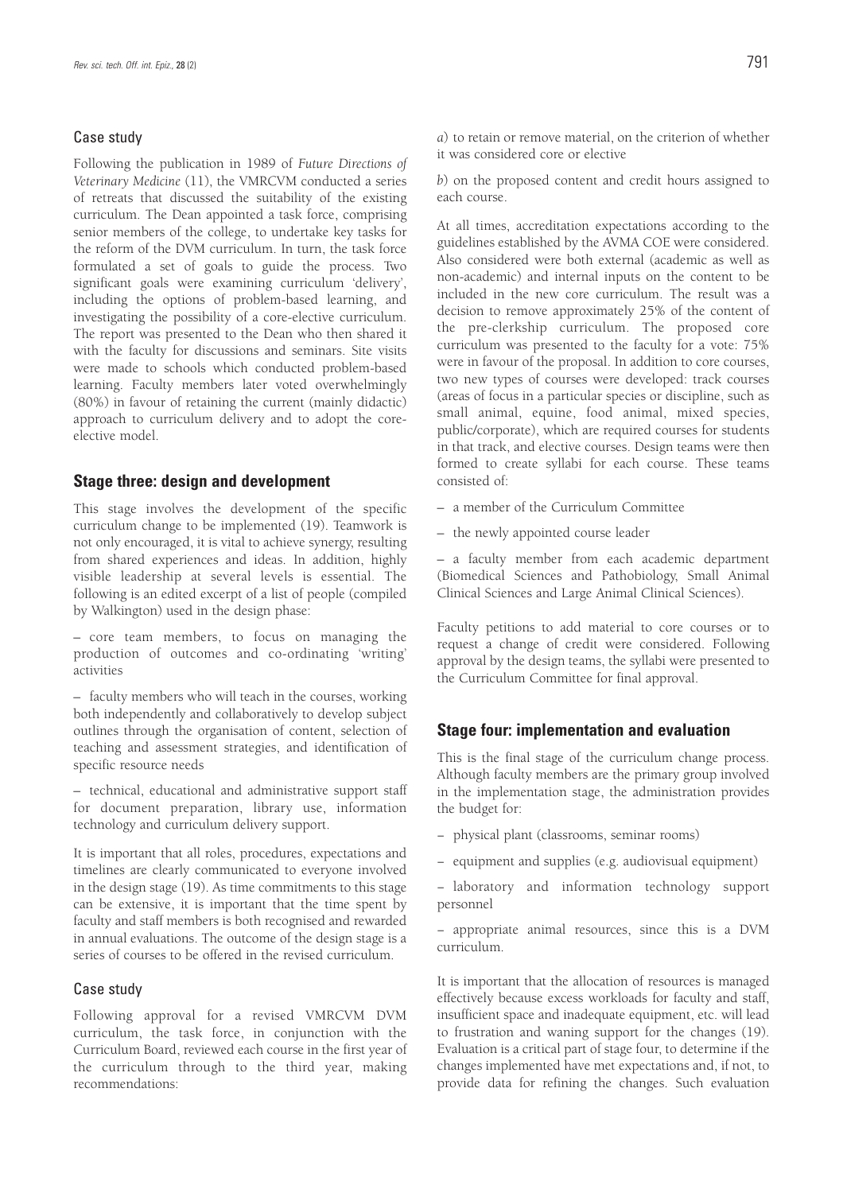### Case study

Following the publication in 1989 of *Future Directions of Veterinary Medicine* (11), the VMRCVM conducted a series of retreats that discussed the suitability of the existing curriculum. The Dean appointed a task force, comprising senior members of the college, to undertake key tasks for the reform of the DVM curriculum. In turn, the task force formulated a set of goals to guide the process. Two significant goals were examining curriculum 'delivery', including the options of problem-based learning, and investigating the possibility of a core-elective curriculum. The report was presented to the Dean who then shared it with the faculty for discussions and seminars. Site visits were made to schools which conducted problem-based learning. Faculty members later voted overwhelmingly (80%) in favour of retaining the current (mainly didactic) approach to curriculum delivery and to adopt the core-elective model.

## Stage three: design and development

This stage involves the development of the specific curriculum change to be implemented (19). Teamwork is not only encouraged, it is vital to achieve synergy, resulting from shared experiences and ideas. In addition, highly visible leadership at several levels is essential. The following is an edited excerpt of a list of people (compiled by Walkington) used in the design phase:

– core team members, to focus on managing the production of outcomes and co-ordinating 'writing' activities

– faculty members who will teach in the courses, working both independently and collaboratively to develop subject outlines through the organisation of content, selection of teaching and assessment strategies, and identification of specific resource needs

– technical, educational and administrative support staff for document preparation, library use, information technology and curriculum delivery support.

It is important that all roles, procedures, expectations and timelines are clearly communicated to everyone involved in the design stage (19). As time commitments to this stage can be extensive, it is important that the time spent by faculty and staff members is both recognised and rewarded in annual evaluations. The outcome of the design stage is a series of courses to be offered in the revised curriculum.

### Case study

Following approval for a revised VMRCVM DVM curriculum, the task force, in conjunction with the Curriculum Board, reviewed each course in the first year of the curriculum through to the third year, making recommendations:

*a*) to retain or remove material, on the criterion of whether it was considered core or elective

*b*) on the proposed content and credit hours assigned to each course.

At all times, accreditation expectations according to the guidelines established by the AVMA COE were considered. Also considered were both external (academic as well as non-academic) and internal inputs on the content to be included in the new core curriculum. The result was a decision to remove approximately 25% of the content of the pre-clerkship curriculum. The proposed core curriculum was presented to the faculty for a vote: 75% were in favour of the proposal. In addition to core courses, two new types of courses were developed: track courses (areas of focus in a particular species or discipline, such as small animal, equine, food animal, mixed species, public/corporate), which are required courses for students in that track, and elective courses. Design teams were then formed to create syllabi for each course. These teams consisted of:

– a member of the Curriculum Committee

– the newly appointed course leader

– a faculty member from each academic department (Biomedical Sciences and Pathobiology, Small Animal Clinical Sciences and Large Animal Clinical Sciences).

Faculty petitions to add material to core courses or to request a change of credit were considered. Following approval by the design teams, the syllabi were presented to the Curriculum Committee for final approval.

## Stage four: implementation and evaluation

This is the final stage of the curriculum change process. Although faculty members are the primary group involved in the implementation stage, the administration provides the budget for:

– physical plant (classrooms, seminar rooms)

– equipment and supplies (e.g. audiovisual equipment)

– laboratory and information technology support personnel

– appropriate animal resources, since this is a DVM curriculum.

It is important that the allocation of resources is managed effectively because excess workloads for faculty and staff, insufficient space and inadequate equipment, etc. will lead to frustration and waning support for the changes (19). Evaluation is a critical part of stage four, to determine if the changes implemented have met expectations and, if not, to provide data for refining the changes. Such evaluation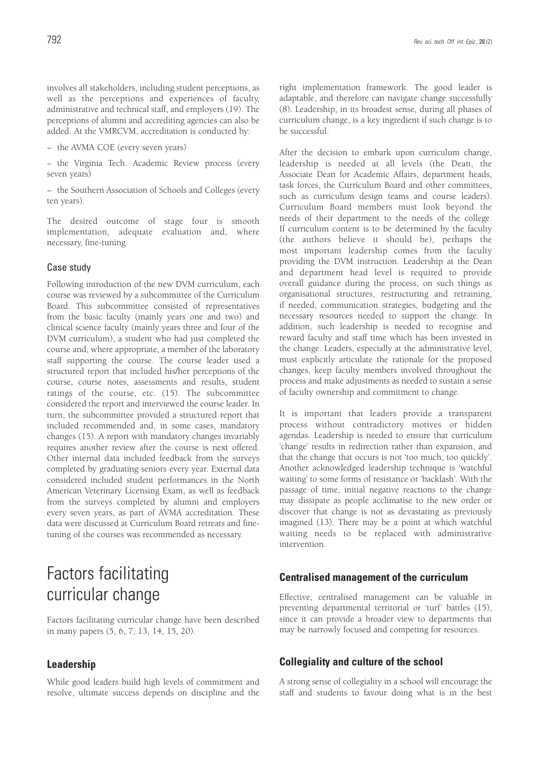involves all stakeholders, including student perceptions, as well as the perceptions and experiences of faculty, administrative and technical staff, and employers (19). The perceptions of alumni and accrediting agencies can also be added. At the VMRCVM, accreditation is conducted by:

– the AVMA COE (every seven years)

– the Virginia Tech. Academic Review process (every seven years)

– the Southern Association of Schools and Colleges (every ten years).

The desired outcome of stage four is smooth implementation, adequate evaluation and, where necessary, fine-tuning.

### Case study

Following introduction of the new DVM curriculum, each course was reviewed by a subcommittee of the Curriculum Board. This subcommittee consisted of representatives from the basic faculty (mainly years one and two) and clinical science faculty (mainly years three and four of the DVM curriculum), a student who had just completed the course and, where appropriate, a member of the laboratory staff supporting the course. The course leader used a structured report that included his/her perceptions of the course, course notes, assessments and results, student ratings of the course, etc. (15). The subcommittee considered the report and interviewed the course leader. In turn, the subcommittee provided a structured report that included recommended and, in some cases, mandatory changes (15). A report with mandatory changes invariably requires another review after the course is next offered. Other internal data included feedback from the surveys completed by graduating seniors every year. External data considered included student performances in the North American Veterinary Licensing Exam, as well as feedback from the surveys completed by alumni and employers every seven years, as part of AVMA accreditation. These data were discussed at Curriculum Board retreats and fine-tuning of the courses was recommended as necessary.

# Factors facilitating curricular change

Factors facilitating curricular change have been described in many papers (5, 6, 7, 13, 14, 15, 20).

## Leadership

While good leaders build high levels of commitment and resolve, ultimate success depends on discipline and the right implementation framework. The good leader is adaptable, and therefore can navigate change successfully (8). Leadership, in its broadest sense, during all phases of curriculum change, is a key ingredient if such change is to be successful.

After the decision to embark upon curriculum change, leadership is needed at all levels (the Dean, the Associate Dean for Academic Affairs, department heads, task forces, the Curriculum Board and other committees, such as curriculum design teams and course leaders). Curriculum Board members must look beyond the needs of their department to the needs of the college. If curriculum content is to be determined by the faculty (the authors believe it should be), perhaps the most important leadership comes from the faculty providing the DVM instruction. Leadership at the Dean and department head level is required to provide overall guidance during the process, on such things as organisational structures, restructuring and retraining, if needed, communication strategies, budgeting and the necessary resources needed to support the change. In addition, such leadership is needed to recognise and reward faculty and staff time which has been invested in the change. Leaders, especially at the administrative level, must explicitly articulate the rationale for the proposed changes, keep faculty members involved throughout the process and make adjustments as needed to sustain a sense of faculty ownership and commitment to change.

It is important that leaders provide a transparent process without contradictory motives or hidden agendas. Leadership is needed to ensure that curriculum 'change' results in redirection rather than expansion, and that the change that occurs is not 'too much, too quickly'. Another acknowledged leadership technique is 'watchful waiting' to some forms of resistance or 'backlash'. With the passage of time, initial negative reactions to the change may dissipate as people acclimatise to the new order or discover that change is not as devastating as previously imagined (13). There may be a point at which watchful waiting needs to be replaced with administrative intervention.

## Centralised management of the curriculum

Effective, centralised management can be valuable in preventing departmental territorial or 'turf' battles (15), since it can provide a broader view to departments that may be narrowly focused and competing for resources.

## Collegiality and culture of the school

A strong sense of collegiality in a school will encourage the staff and students to favour doing what is in the best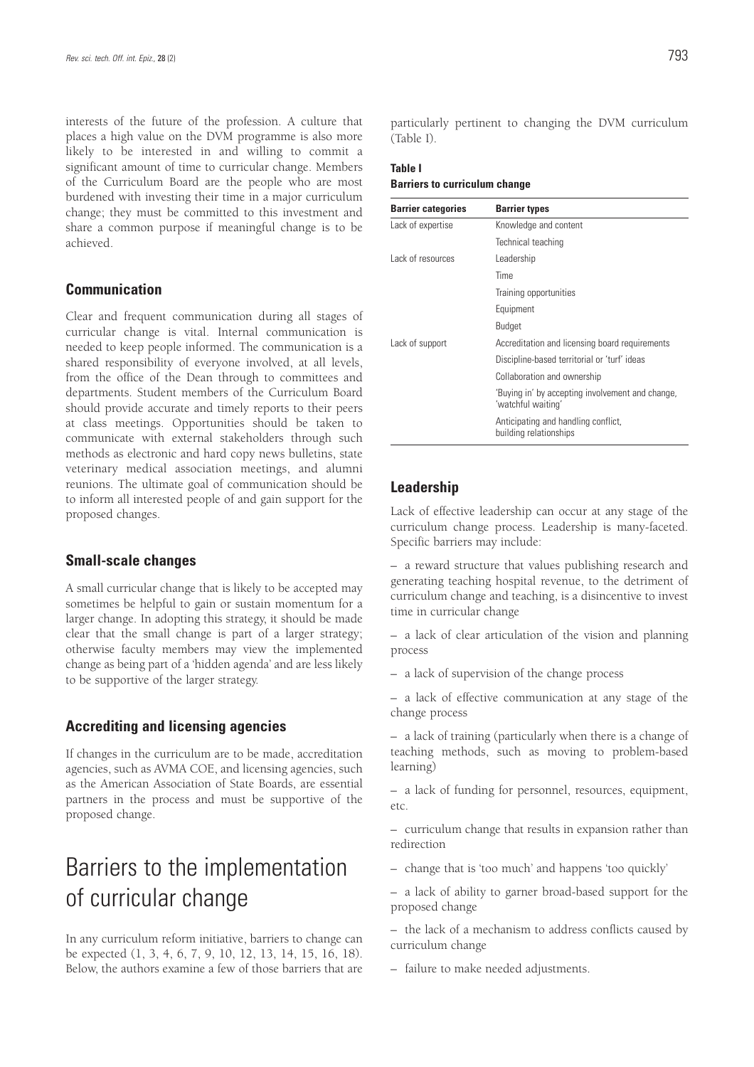interests of the future of the profession. A culture that places a high value on the DVM programme is also more likely to be interested in and willing to commit a significant amount of time to curricular change. Members of the Curriculum Board are the people who are most burdened with investing their time in a major curriculum change; they must be committed to this investment and share a common purpose if meaningful change is to be achieved.

### Communication

Clear and frequent communication during all stages of curricular change is vital. Internal communication is needed to keep people informed. The communication is a shared responsibility of everyone involved, at all levels, from the office of the Dean through to committees and departments. Student members of the Curriculum Board should provide accurate and timely reports to their peers at class meetings. Opportunities should be taken to communicate with external stakeholders through such methods as electronic and hard copy news bulletins, state veterinary medical association meetings, and alumni reunions. The ultimate goal of communication should be to inform all interested people of and gain support for the proposed changes.

### Small-scale changes

A small curricular change that is likely to be accepted may sometimes be helpful to gain or sustain momentum for a larger change. In adopting this strategy, it should be made clear that the small change is part of a larger strategy; otherwise faculty members may view the implemented change as being part of a 'hidden agenda' and are less likely to be supportive of the larger strategy.

### Accrediting and licensing agencies

If changes in the curriculum are to be made, accreditation agencies, such as AVMA COE, and licensing agencies, such as the American Association of State Boards, are essential partners in the process and must be supportive of the proposed change.

## Barriers to the implementation of curricular change

In any curriculum reform initiative, barriers to change can be expected (1, 3, 4, 6, 7, 9, 10, 12, 13, 14, 15, 16, 18). Below, the authors examine a few of those barriers that are particularly pertinent to changing the DVM curriculum (Table I).

**Table I**
**Barriers to curriculum change**

| Barrier categories | Barrier types |
|---|---|
| Lack of expertise | Knowledge and content |
| | Technical teaching |
| Lack of resources | Leadership |
| | Time |
| | Training opportunities |
| | Equipment |
| | Budget |
| Lack of support | Accreditation and licensing board requirements |
| | Discipline-based territorial or 'turf' ideas |
| | Collaboration and ownership |
| | 'Buying in' by accepting involvement and change, 'watchful waiting' |
| | Anticipating and handling conflict, building relationships |

### Leadership

Lack of effective leadership can occur at any stage of the curriculum change process. Leadership is many-faceted. Specific barriers may include:

– a reward structure that values publishing research and generating teaching hospital revenue, to the detriment of curriculum change and teaching, is a disincentive to invest time in curricular change

– a lack of clear articulation of the vision and planning process

– a lack of supervision of the change process

– a lack of effective communication at any stage of the change process

– a lack of training (particularly when there is a change of teaching methods, such as moving to problem-based learning)

– a lack of funding for personnel, resources, equipment, etc.

– curriculum change that results in expansion rather than redirection

– change that is 'too much' and happens 'too quickly'

– a lack of ability to garner broad-based support for the proposed change

– the lack of a mechanism to address conflicts caused by curriculum change

– failure to make needed adjustments.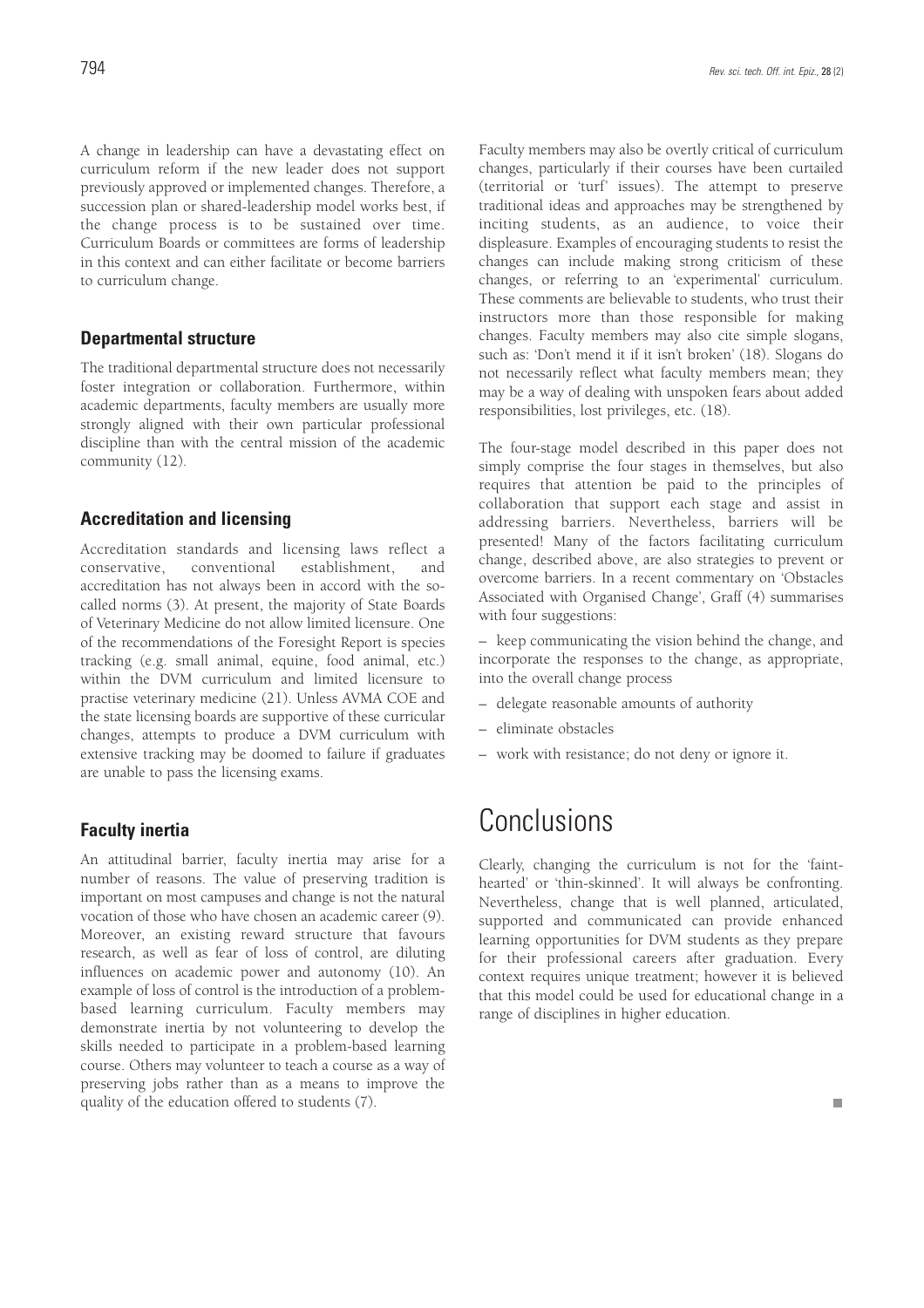A change in leadership can have a devastating effect on curriculum reform if the new leader does not support previously approved or implemented changes. Therefore, a succession plan or shared-leadership model works best, if the change process is to be sustained over time. Curriculum Boards or committees are forms of leadership in this context and can either facilitate or become barriers to curriculum change.

### Departmental structure

The traditional departmental structure does not necessarily foster integration or collaboration. Furthermore, within academic departments, faculty members are usually more strongly aligned with their own particular professional discipline than with the central mission of the academic community (12).

### Accreditation and licensing

Accreditation standards and licensing laws reflect a conservative, conventional establishment, and accreditation has not always been in accord with the so-called norms (3). At present, the majority of State Boards of Veterinary Medicine do not allow limited licensure. One of the recommendations of the Foresight Report is species tracking (e.g. small animal, equine, food animal, etc.) within the DVM curriculum and limited licensure to practise veterinary medicine (21). Unless AVMA COE and the state licensing boards are supportive of these curricular changes, attempts to produce a DVM curriculum with extensive tracking may be doomed to failure if graduates are unable to pass the licensing exams.

### Faculty inertia

An attitudinal barrier, faculty inertia may arise for a number of reasons. The value of preserving tradition is important on most campuses and change is not the natural vocation of those who have chosen an academic career (9). Moreover, an existing reward structure that favours research, as well as fear of loss of control, are diluting influences on academic power and autonomy (10). An example of loss of control is the introduction of a problem-based learning curriculum. Faculty members may demonstrate inertia by not volunteering to develop the skills needed to participate in a problem-based learning course. Others may volunteer to teach a course as a way of preserving jobs rather than as a means to improve the quality of the education offered to students (7).

Faculty members may also be overtly critical of curriculum changes, particularly if their courses have been curtailed (territorial or 'turf' issues). The attempt to preserve traditional ideas and approaches may be strengthened by inciting students, as an audience, to voice their displeasure. Examples of encouraging students to resist the changes can include making strong criticism of these changes, or referring to an 'experimental' curriculum. These comments are believable to students, who trust their instructors more than those responsible for making changes. Faculty members may also cite simple slogans, such as: 'Don't mend it if it isn't broken' (18). Slogans do not necessarily reflect what faculty members mean; they may be a way of dealing with unspoken fears about added responsibilities, lost privileges, etc. (18).

The four-stage model described in this paper does not simply comprise the four stages in themselves, but also requires that attention be paid to the principles of collaboration that support each stage and assist in addressing barriers. Nevertheless, barriers will be presented! Many of the factors facilitating curriculum change, described above, are also strategies to prevent or overcome barriers. In a recent commentary on 'Obstacles Associated with Organised Change', Graff (4) summarises with four suggestions:

– keep communicating the vision behind the change, and incorporate the responses to the change, as appropriate, into the overall change process

– delegate reasonable amounts of authority

– eliminate obstacles

– work with resistance; do not deny or ignore it.

# Conclusions

Clearly, changing the curriculum is not for the 'faint-hearted' or 'thin-skinned'. It will always be confronting. Nevertheless, change that is well planned, articulated, supported and communicated can provide enhanced learning opportunities for DVM students as they prepare for their professional careers after graduation. Every context requires unique treatment; however it is believed that this model could be used for educational change in a range of disciplines in higher education.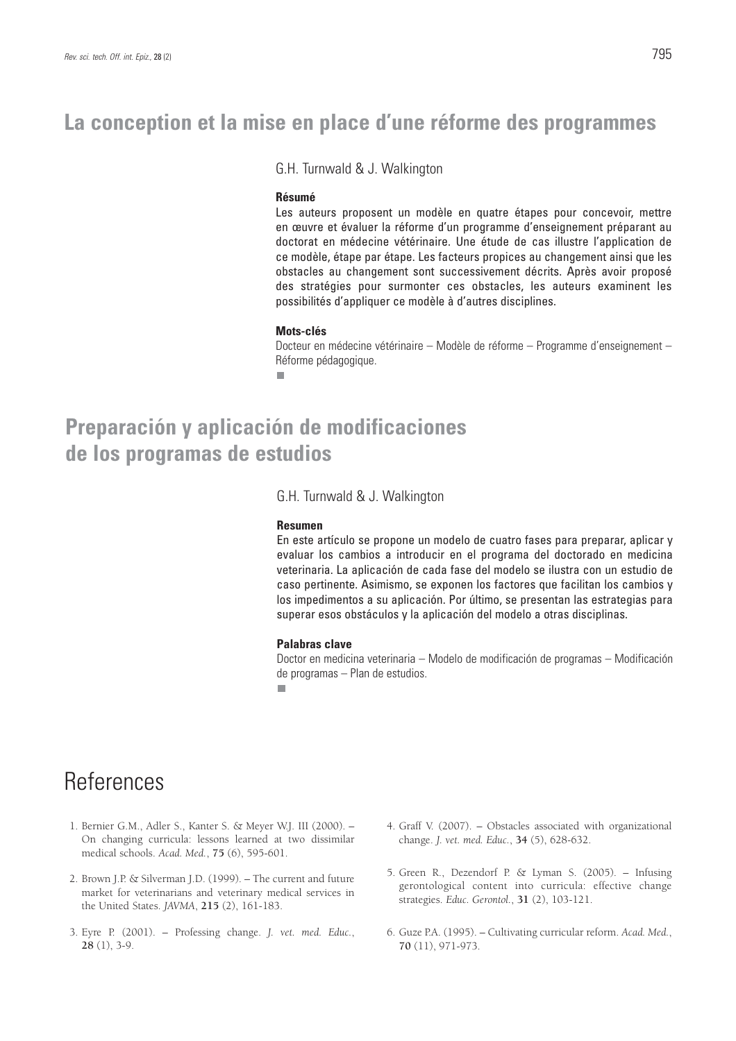## La conception et la mise en place d'une réforme des programmes

G.H. Turnwald & J. Walkington

**Résumé**

Les auteurs proposent un modèle en quatre étapes pour concevoir, mettre en œuvre et évaluer la réforme d'un programme d'enseignement préparant au doctorat en médecine vétérinaire. Une étude de cas illustre l'application de ce modèle, étape par étape. Les facteurs propices au changement ainsi que les obstacles au changement sont successivement décrits. Après avoir proposé des stratégies pour surmonter ces obstacles, les auteurs examinent les possibilités d'appliquer ce modèle à d'autres disciplines.

**Mots-clés**

Docteur en médecine vétérinaire – Modèle de réforme – Programme d'enseignement – Réforme pédagogique.

## Preparación y aplicación de modificaciones de los programas de estudios

G.H. Turnwald & J. Walkington

**Resumen**

En este artículo se propone un modelo de cuatro fases para preparar, aplicar y evaluar los cambios a introducir en el programa del doctorado en medicina veterinaria. La aplicación de cada fase del modelo se ilustra con un estudio de caso pertinente. Asimismo, se exponen los factores que facilitan los cambios y los impedimentos a su aplicación. Por último, se presentan las estrategias para superar esos obstáculos y la aplicación del modelo a otras disciplinas.

**Palabras clave**

Doctor en medicina veterinaria – Modelo de modificación de programas – Modificación de programas – Plan de estudios.

# References

1. Bernier G.M., Adler S., Kanter S. & Meyer W.J. III (2000). – On changing curricula: lessons learned at two dissimilar medical schools. *Acad. Med.*, **75** (6), 595-601.

2. Brown J.P. & Silverman J.D. (1999). – The current and future market for veterinarians and veterinary medical services in the United States. *JAVMA*, **215** (2), 161-183.

3. Eyre P. (2001). – Professing change. *J. vet. med. Educ.*, **28** (1), 3-9.

4. Graff V. (2007). – Obstacles associated with organizational change. *J. vet. med. Educ.*, **34** (5), 628-632.

5. Green R., Dezendorf P. & Lyman S. (2005). – Infusing gerontological content into curricula: effective change strategies. *Educ. Gerontol.*, **31** (2), 103-121.

6. Guze P.A. (1995). – Cultivating curricular reform. *Acad. Med.*, **70** (11), 971-973.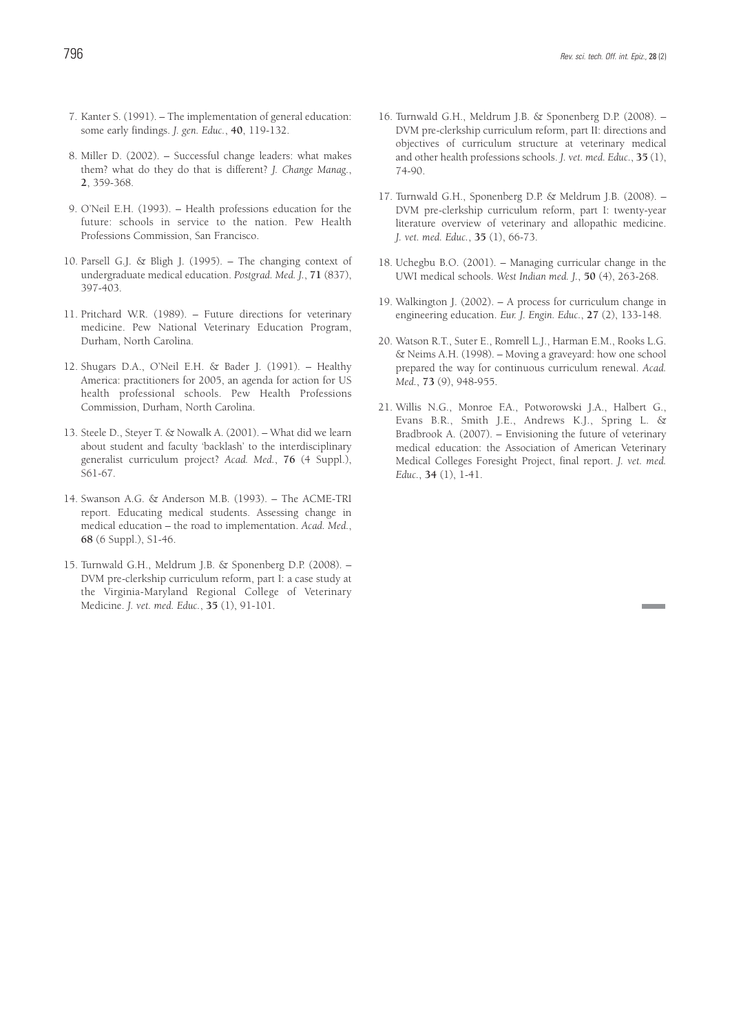7. Kanter S. (1991). – The implementation of general education: some early findings. *J. gen. Educ.*, **40**, 119-132.

8. Miller D. (2002). – Successful change leaders: what makes them? what do they do that is different? *J. Change Manag.*, **2**, 359-368.

9. O'Neil E.H. (1993). – Health professions education for the future: schools in service to the nation. Pew Health Professions Commission, San Francisco.

10. Parsell G.J. & Bligh J. (1995). – The changing context of undergraduate medical education. *Postgrad. Med. J.*, **71** (837), 397-403.

11. Pritchard W.R. (1989). – Future directions for veterinary medicine. Pew National Veterinary Education Program, Durham, North Carolina.

12. Shugars D.A., O'Neil E.H. & Bader J. (1991). – Healthy America: practitioners for 2005, an agenda for action for US health professional schools. Pew Health Professions Commission, Durham, North Carolina.

13. Steele D., Steyer T. & Nowalk A. (2001). – What did we learn about student and faculty 'backlash' to the interdisciplinary generalist curriculum project? *Acad. Med.*, **76** (4 Suppl.), S61-67.

14. Swanson A.G. & Anderson M.B. (1993). – The ACME-TRI report. Educating medical students. Assessing change in medical education – the road to implementation. *Acad. Med.*, **68** (6 Suppl.), S1-46.

15. Turnwald G.H., Meldrum J.B. & Sponenberg D.P. (2008). – DVM pre-clerkship curriculum reform, part I: a case study at the Virginia-Maryland Regional College of Veterinary Medicine. *J. vet. med. Educ.*, **35** (1), 91-101.

16. Turnwald G.H., Meldrum J.B. & Sponenberg D.P. (2008). – DVM pre-clerkship curriculum reform, part II: directions and objectives of curriculum structure at veterinary medical and other health professions schools. *J. vet. med. Educ.*, **35** (1), 74-90.

17. Turnwald G.H., Sponenberg D.P. & Meldrum J.B. (2008). – DVM pre-clerkship curriculum reform, part I: twenty-year literature overview of veterinary and allopathic medicine. *J. vet. med. Educ.*, **35** (1), 66-73.

18. Uchegbu B.O. (2001). – Managing curricular change in the UWI medical schools. *West Indian med. J.*, **50** (4), 263-268.

19. Walkington J. (2002). – A process for curriculum change in engineering education. *Eur. J. Engin. Educ.*, **27** (2), 133-148.

20. Watson R.T., Suter E., Romrell L.J., Harman E.M., Rooks L.G. & Neims A.H. (1998). – Moving a graveyard: how one school prepared the way for continuous curriculum renewal. *Acad. Med.*, **73** (9), 948-955.

21. Willis N.G., Monroe F.A., Potworowski J.A., Halbert G., Evans B.R., Smith J.E., Andrews K.J., Spring L. & Bradbrook A. (2007). – Envisioning the future of veterinary medical education: the Association of American Veterinary Medical Colleges Foresight Project, final report. *J. vet. med. Educ.*, **34** (1), 1-41.